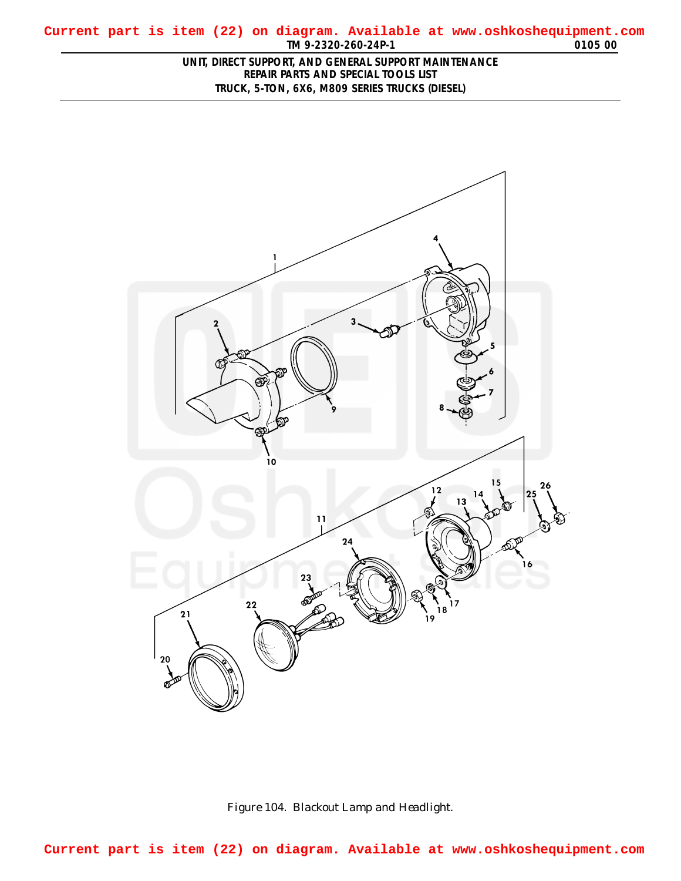Current part is item (22) on diagram. Available at www.oshkoshequipment.com

**UNIT, DIRECT SUPPORT, AND GENERAL SUPPORT MAINTENANCE**
**REPAIR PARTS AND SPECIAL TOOLS LIST**
**TRUCK, 5-TON, 6X6, M809 SERIES TRUCKS (DIESEL)**

Figure 104. Blackout Lamp and Headlight.

Current part is item (22) on diagram. Available at www.oshkoshequipment.com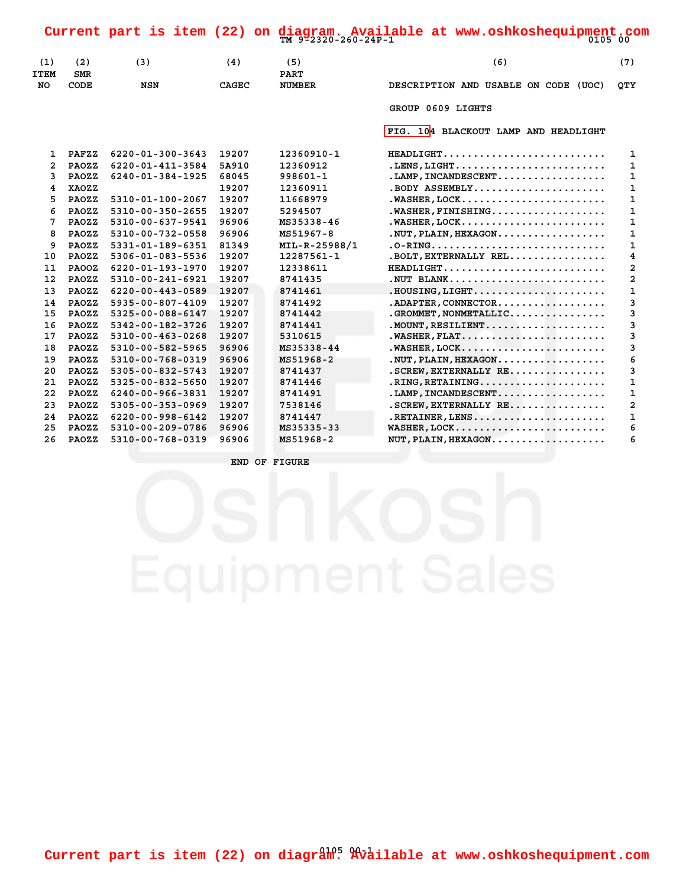Current part is item (22) on diagram. Available at www.oshkoshequipment.com

| (1) ITEM NO | (2) SMR CODE | (3) NSN | (4) CAGEC | (5) PART NUMBER | (6) DESCRIPTION AND USABLE ON CODE (UOC) | (7) QTY |
|---|---|---|---|---|---|---|
| | | | | | GROUP 0609 LIGHTS | |
| | | | | | FIG. 104 BLACKOUT LAMP AND HEADLIGHT | |
| 1 | PAFZZ | 6220-01-300-3643 | 19207 | 12360910-1 | HEADLIGHT.......................... | 1 |
| 2 | PAOZZ | 6220-01-411-3584 | 5A910 | 12360912 | .LENS,LIGHT........................ | 1 |
| 3 | PAOZZ | 6240-01-384-1925 | 68045 | 998601-1 | .LAMP,INCANDESCENT................. | 1 |
| 4 | XAOZZ | | 19207 | 12360911 | .BODY ASSEMBLY...................... | 1 |
| 5 | PAOZZ | 5310-01-100-2067 | 19207 | 11668979 | .WASHER,LOCK........................ | 1 |
| 6 | PAOZZ | 5310-00-350-2655 | 19207 | 5294507 | .WASHER,FINISHING.................. | 1 |
| 7 | PAOZZ | 5310-00-637-9541 | 96906 | MS35338-46 | .WASHER,LOCK........................ | 1 |
| 8 | PAOZZ | 5310-00-732-0558 | 96906 | MS51967-8 | .NUT,PLAIN,HEXAGON................. | 1 |
| 9 | PAOZZ | 5331-01-189-6351 | 81349 | MIL-R-25988/1 | .O-RING............................ | 1 |
| 10 | PAOZZ | 5306-01-083-5536 | 19207 | 12287561-1 | .BOLT,EXTERNALLY REL................ | 4 |
| 11 | PAOOZ | 6220-01-193-1970 | 19207 | 12338611 | HEADLIGHT.......................... | 2 |
| 12 | PAOZZ | 5310-00-241-6921 | 19207 | 8741435 | .NUT BLANK.......................... | 2 |
| 13 | PAOZZ | 6220-00-443-0589 | 19207 | 8741461 | .HOUSING,LIGHT...................... | 1 |
| 14 | PAOZZ | 5935-00-807-4109 | 19207 | 8741492 | .ADAPTER,CONNECTOR.................. | 3 |
| 15 | PAOZZ | 5325-00-088-6147 | 19207 | 8741442 | .GROMMET,NONMETALLIC................ | 3 |
| 16 | PAOZZ | 5342-00-182-3726 | 19207 | 8741441 | .MOUNT,RESILIENT.................... | 3 |
| 17 | PAOZZ | 5310-00-463-0268 | 19207 | 5310615 | .WASHER,FLAT........................ | 3 |
| 18 | PAOZZ | 5310-00-582-5965 | 96906 | MS35338-44 | .WASHER,LOCK........................ | 3 |
| 19 | PAOZZ | 5310-00-768-0319 | 96906 | MS51968-2 | .NUT,PLAIN,HEXAGON.................. | 6 |
| 20 | PAOZZ | 5305-00-832-5743 | 19207 | 8741437 | .SCREW,EXTERNALLY RE................ | 3 |
| 21 | PAOZZ | 5325-00-832-5650 | 19207 | 8741446 | .RING,RETAINING..................... | 1 |
| 22 | PAOZZ | 6240-00-966-3831 | 19207 | 8741491 | .LAMP,INCANDESCENT.................. | 1 |
| 23 | PAOZZ | 5305-00-353-0969 | 19207 | 7538146 | .SCREW,EXTERNALLY RE................ | 2 |
| 24 | PAOZZ | 6220-00-998-6142 | 19207 | 8741447 | .RETAINER,LENS...................... | 1 |
| 25 | PAOZZ | 5310-00-209-0786 | 96906 | MS35335-33 | WASHER,LOCK......................... | 6 |
| 26 | PAOZZ | 5310-00-768-0319 | 96906 | MS51968-2 | NUT,PLAIN,HEXAGON................... | 6 |

END OF FIGURE

Current part is item (22) on diagram. Available at www.oshkoshequipment.com